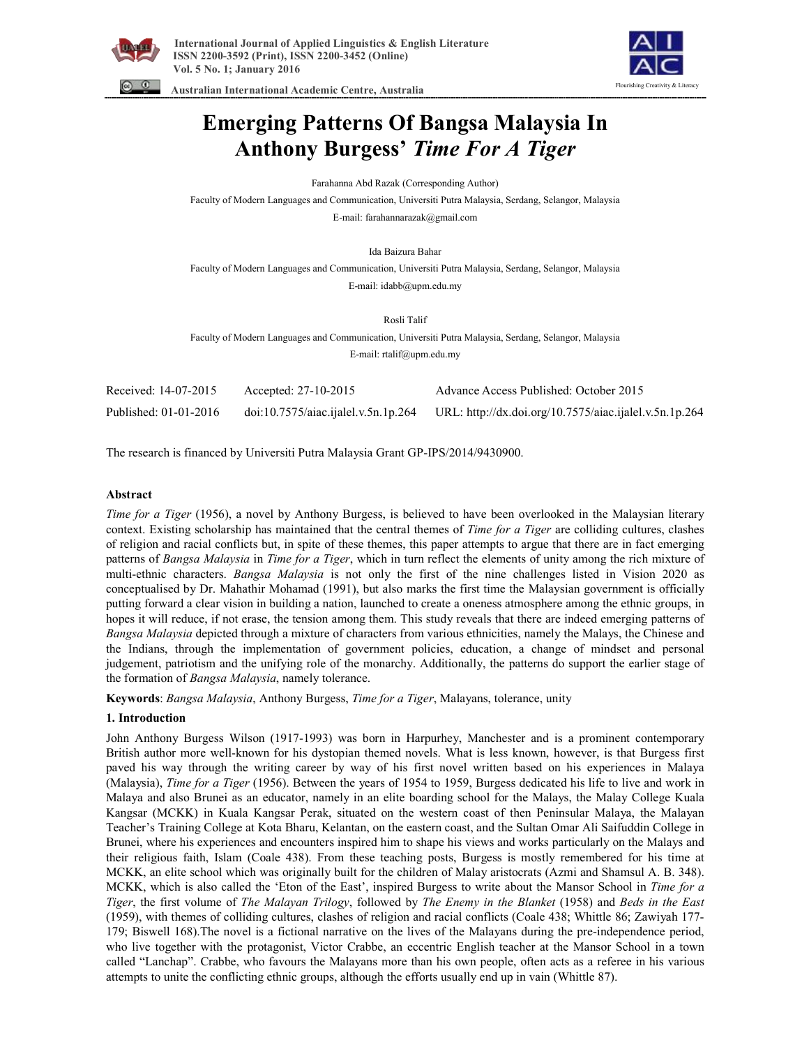# Emerging Patterns Of Bangsa Malaysia In Anthony Burgess' *Time For A Tiger*

Farahanna Abd Razak (Corresponding Author)

Faculty of Modern Languages and Communication, Universiti Putra Malaysia, Serdang, Selangor, Malaysia

E-mail: farahannarazak@gmail.com

Ida Baizura Bahar

Faculty of Modern Languages and Communication, Universiti Putra Malaysia, Serdang, Selangor, Malaysia

E-mail: idabb@upm.edu.my

Rosli Talif

Faculty of Modern Languages and Communication, Universiti Putra Malaysia, Serdang, Selangor, Malaysia

E-mail: rtalif@upm.edu.my

| Received: 14-07-2015 | Accepted: 27-10-2015 | Advance Access Published: October 2015 |
|---|---|---|
| Published: 01-01-2016 | doi:10.7575/aiac.ijalel.v.5n.1p.264 | URL: http://dx.doi.org/10.7575/aiac.ijalel.v.5n.1p.264 |

The research is financed by Universiti Putra Malaysia Grant GP-IPS/2014/9430900.

## Abstract

*Time for a Tiger* (1956), a novel by Anthony Burgess, is believed to have been overlooked in the Malaysian literary context. Existing scholarship has maintained that the central themes of *Time for a Tiger* are colliding cultures, clashes of religion and racial conflicts but, in spite of these themes, this paper attempts to argue that there are in fact emerging patterns of *Bangsa Malaysia* in *Time for a Tiger*, which in turn reflect the elements of unity among the rich mixture of multi-ethnic characters. *Bangsa Malaysia* is not only the first of the nine challenges listed in Vision 2020 as conceptualised by Dr. Mahathir Mohamad (1991), but also marks the first time the Malaysian government is officially putting forward a clear vision in building a nation, launched to create a oneness atmosphere among the ethnic groups, in hopes it will reduce, if not erase, the tension among them. This study reveals that there are indeed emerging patterns of *Bangsa Malaysia* depicted through a mixture of characters from various ethnicities, namely the Malays, the Chinese and the Indians, through the implementation of government policies, education, a change of mindset and personal judgement, patriotism and the unifying role of the monarchy. Additionally, the patterns do support the earlier stage of the formation of *Bangsa Malaysia*, namely tolerance.

**Keywords**: *Bangsa Malaysia*, Anthony Burgess, *Time for a Tiger*, Malayans, tolerance, unity

## 1. Introduction

John Anthony Burgess Wilson (1917-1993) was born in Harpurhey, Manchester and is a prominent contemporary British author more well-known for his dystopian themed novels. What is less known, however, is that Burgess first paved his way through the writing career by way of his first novel written based on his experiences in Malaya (Malaysia), *Time for a Tiger* (1956). Between the years of 1954 to 1959, Burgess dedicated his life to live and work in Malaya and also Brunei as an educator, namely in an elite boarding school for the Malays, the Malay College Kuala Kangsar (MCKK) in Kuala Kangsar Perak, situated on the western coast of then Peninsular Malaya, the Malayan Teacher's Training College at Kota Bharu, Kelantan, on the eastern coast, and the Sultan Omar Ali Saifuddin College in Brunei, where his experiences and encounters inspired him to shape his views and works particularly on the Malays and their religious faith, Islam (Coale 438). From these teaching posts, Burgess is mostly remembered for his time at MCKK, an elite school which was originally built for the children of Malay aristocrats (Azmi and Shamsul A. B. 348). MCKK, which is also called the 'Eton of the East', inspired Burgess to write about the Mansor School in *Time for a Tiger*, the first volume of *The Malayan Trilogy*, followed by *The Enemy in the Blanket* (1958) and *Beds in the East* (1959), with themes of colliding cultures, clashes of religion and racial conflicts (Coale 438; Whittle 86; Zawiyah 177-179; Biswell 168).The novel is a fictional narrative on the lives of the Malayans during the pre-independence period, who live together with the protagonist, Victor Crabbe, an eccentric English teacher at the Mansor School in a town called "Lanchap". Crabbe, who favours the Malayans more than his own people, often acts as a referee in his various attempts to unite the conflicting ethnic groups, although the efforts usually end up in vain (Whittle 87).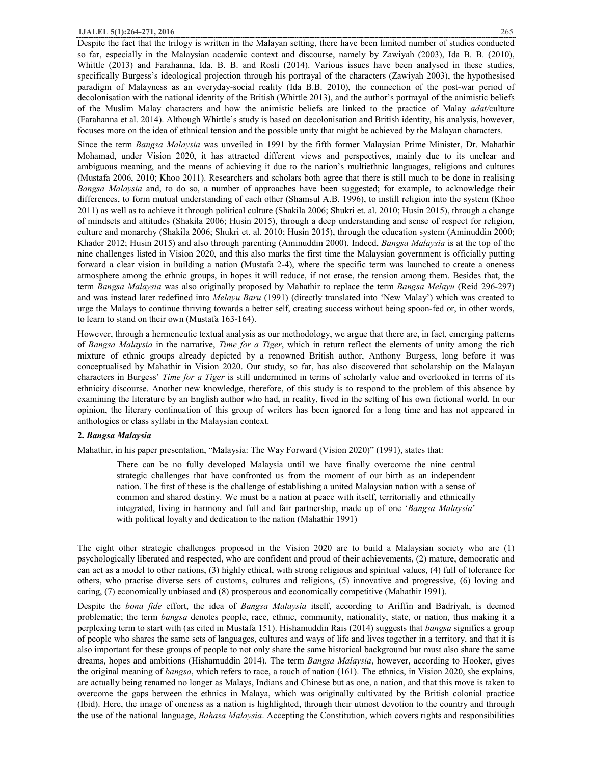Despite the fact that the trilogy is written in the Malayan setting, there have been limited number of studies conducted so far, especially in the Malaysian academic context and discourse, namely by Zawiyah (2003), Ida B. B. (2010), Whittle (2013) and Farahanna, Ida. B. B. and Rosli (2014). Various issues have been analysed in these studies, specifically Burgess's ideological projection through his portrayal of the characters (Zawiyah 2003), the hypothesised paradigm of Malayness as an everyday-social reality (Ida B.B. 2010), the connection of the post-war period of decolonisation with the national identity of the British (Whittle 2013), and the author's portrayal of the animistic beliefs of the Muslim Malay characters and how the animistic beliefs are linked to the practice of Malay *adat*/culture (Farahanna et al. 2014). Although Whittle's study is based on decolonisation and British identity, his analysis, however, focuses more on the idea of ethnical tension and the possible unity that might be achieved by the Malayan characters.

Since the term *Bangsa Malaysia* was unveiled in 1991 by the fifth former Malaysian Prime Minister, Dr. Mahathir Mohamad, under Vision 2020, it has attracted different views and perspectives, mainly due to its unclear and ambiguous meaning, and the means of achieving it due to the nation's multiethnic languages, religions and cultures (Mustafa 2006, 2010; Khoo 2011). Researchers and scholars both agree that there is still much to be done in realising *Bangsa Malaysia* and, to do so, a number of approaches have been suggested; for example, to acknowledge their differences, to form mutual understanding of each other (Shamsul A.B. 1996), to instill religion into the system (Khoo 2011) as well as to achieve it through political culture (Shakila 2006; Shukri et. al. 2010; Husin 2015), through a change of mindsets and attitudes (Shakila 2006; Husin 2015), through a deep understanding and sense of respect for religion, culture and monarchy (Shakila 2006; Shukri et. al. 2010; Husin 2015), through the education system (Aminuddin 2000; Khader 2012; Husin 2015) and also through parenting (Aminuddin 2000). Indeed, *Bangsa Malaysia* is at the top of the nine challenges listed in Vision 2020, and this also marks the first time the Malaysian government is officially putting forward a clear vision in building a nation (Mustafa 2-4), where the specific term was launched to create a oneness atmosphere among the ethnic groups, in hopes it will reduce, if not erase, the tension among them. Besides that, the term *Bangsa Malaysia* was also originally proposed by Mahathir to replace the term *Bangsa Melayu* (Reid 296-297) and was instead later redefined into *Melayu Baru* (1991) (directly translated into 'New Malay') which was created to urge the Malays to continue thriving towards a better self, creating success without being spoon-fed or, in other words, to learn to stand on their own (Mustafa 163-164).

However, through a hermeneutic textual analysis as our methodology, we argue that there are, in fact, emerging patterns of *Bangsa Malaysia* in the narrative, *Time for a Tiger*, which in return reflect the elements of unity among the rich mixture of ethnic groups already depicted by a renowned British author, Anthony Burgess, long before it was conceptualised by Mahathir in Vision 2020. Our study, so far, has also discovered that scholarship on the Malayan characters in Burgess' *Time for a Tiger* is still undermined in terms of scholarly value and overlooked in terms of its ethnicity discourse. Another new knowledge, therefore, of this study is to respond to the problem of this absence by examining the literature by an English author who had, in reality, lived in the setting of his own fictional world. In our opinion, the literary continuation of this group of writers has been ignored for a long time and has not appeared in anthologies or class syllabi in the Malaysian context.

## 2. *Bangsa Malaysia*

Mahathir, in his paper presentation, "Malaysia: The Way Forward (Vision 2020)" (1991), states that:

> There can be no fully developed Malaysia until we have finally overcome the nine central strategic challenges that have confronted us from the moment of our birth as an independent nation. The first of these is the challenge of establishing a united Malaysian nation with a sense of common and shared destiny. We must be a nation at peace with itself, territorially and ethnically integrated, living in harmony and full and fair partnership, made up of one '*Bangsa Malaysia*' with political loyalty and dedication to the nation (Mahathir 1991)

The eight other strategic challenges proposed in the Vision 2020 are to build a Malaysian society who are (1) psychologically liberated and respected, who are confident and proud of their achievements, (2) mature, democratic and can act as a model to other nations, (3) highly ethical, with strong religious and spiritual values, (4) full of tolerance for others, who practise diverse sets of customs, cultures and religions, (5) innovative and progressive, (6) loving and caring, (7) economically unbiased and (8) prosperous and economically competitive (Mahathir 1991).

Despite the *bona fide* effort, the idea of *Bangsa Malaysia* itself, according to Ariffin and Badriyah, is deemed problematic; the term *bangsa* denotes people, race, ethnic, community, nationality, state, or nation, thus making it a perplexing term to start with (as cited in Mustafa 151). Hishamuddin Rais (2014) suggests that *bangsa* signifies a group of people who shares the same sets of languages, cultures and ways of life and lives together in a territory, and that it is also important for these groups of people to not only share the same historical background but must also share the same dreams, hopes and ambitions (Hishamuddin 2014). The term *Bangsa Malaysia*, however, according to Hooker, gives the original meaning of *bangsa*, which refers to race, a touch of nation (161). The ethnics, in Vision 2020, she explains, are actually being renamed no longer as Malays, Indians and Chinese but as one, a nation, and that this move is taken to overcome the gaps between the ethnics in Malaya, which was originally cultivated by the British colonial practice (Ibid). Here, the image of oneness as a nation is highlighted, through their utmost devotion to the country and through the use of the national language, *Bahasa Malaysia*. Accepting the Constitution, which covers rights and responsibilities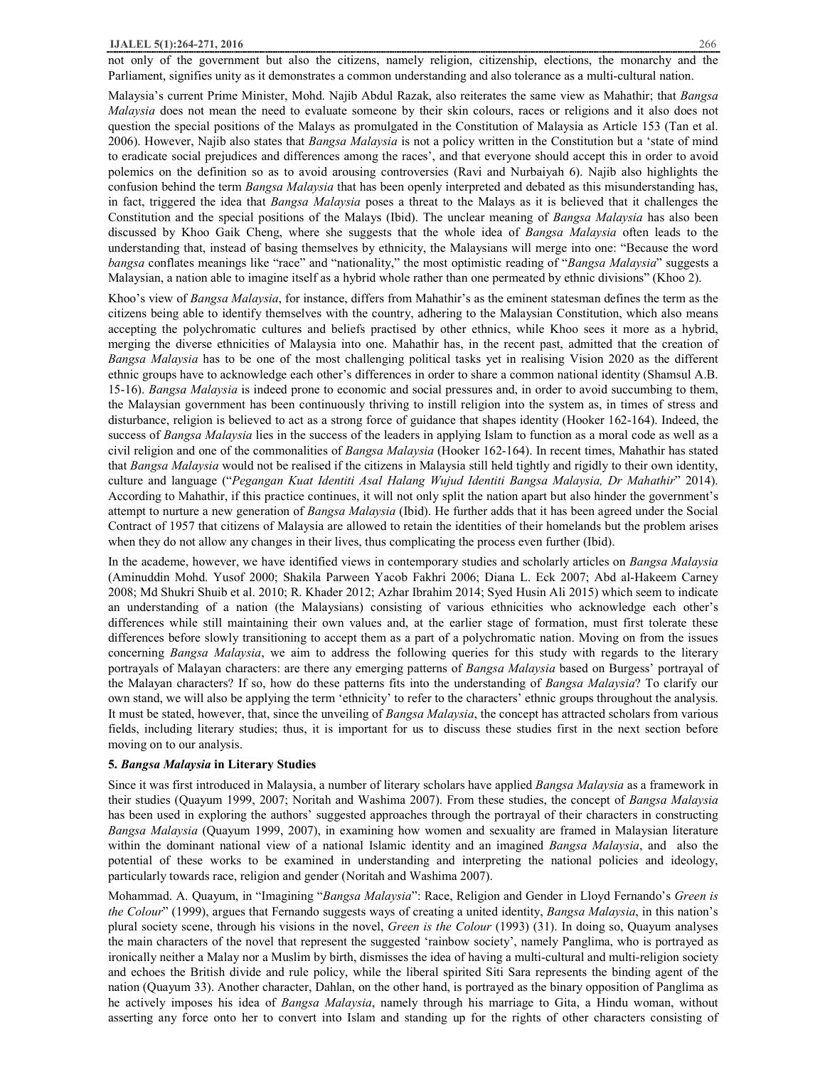not only of the government but also the citizens, namely religion, citizenship, elections, the monarchy and the Parliament, signifies unity as it demonstrates a common understanding and also tolerance as a multi-cultural nation.

Malaysia's current Prime Minister, Mohd. Najib Abdul Razak, also reiterates the same view as Mahathir; that *Bangsa Malaysia* does not mean the need to evaluate someone by their skin colours, races or religions and it also does not question the special positions of the Malays as promulgated in the Constitution of Malaysia as Article 153 (Tan et al. 2006). However, Najib also states that *Bangsa Malaysia* is not a policy written in the Constitution but a 'state of mind to eradicate social prejudices and differences among the races', and that everyone should accept this in order to avoid polemics on the definition so as to avoid arousing controversies (Ravi and Nurbaiyah 6). Najib also highlights the confusion behind the term *Bangsa Malaysia* that has been openly interpreted and debated as this misunderstanding has, in fact, triggered the idea that *Bangsa Malaysia* poses a threat to the Malays as it is believed that it challenges the Constitution and the special positions of the Malays (Ibid). The unclear meaning of *Bangsa Malaysia* has also been discussed by Khoo Gaik Cheng, where she suggests that the whole idea of *Bangsa Malaysia* often leads to the understanding that, instead of basing themselves by ethnicity, the Malaysians will merge into one: "Because the word *bangsa* conflates meanings like "race" and "nationality," the most optimistic reading of "*Bangsa Malaysia*" suggests a Malaysian, a nation able to imagine itself as a hybrid whole rather than one permeated by ethnic divisions" (Khoo 2).

Khoo's view of *Bangsa Malaysia*, for instance, differs from Mahathir's as the eminent statesman defines the term as the citizens being able to identify themselves with the country, adhering to the Malaysian Constitution, which also means accepting the polychromatic cultures and beliefs practised by other ethnics, while Khoo sees it more as a hybrid, merging the diverse ethnicities of Malaysia into one. Mahathir has, in the recent past, admitted that the creation of *Bangsa Malaysia* has to be one of the most challenging political tasks yet in realising Vision 2020 as the different ethnic groups have to acknowledge each other's differences in order to share a common national identity (Shamsul A.B. 15-16). *Bangsa Malaysia* is indeed prone to economic and social pressures and, in order to avoid succumbing to them, the Malaysian government has been continuously thriving to instill religion into the system as, in times of stress and disturbance, religion is believed to act as a strong force of guidance that shapes identity (Hooker 162-164). Indeed, the success of *Bangsa Malaysia* lies in the success of the leaders in applying Islam to function as a moral code as well as a civil religion and one of the commonalities of *Bangsa Malaysia* (Hooker 162-164). In recent times, Mahathir has stated that *Bangsa Malaysia* would not be realised if the citizens in Malaysia still held tightly and rigidly to their own identity, culture and language ("*Pegangan Kuat Identiti Asal Halang Wujud Identiti Bangsa Malaysia, Dr Mahathir*" 2014). According to Mahathir, if this practice continues, it will not only split the nation apart but also hinder the government's attempt to nurture a new generation of *Bangsa Malaysia* (Ibid). He further adds that it has been agreed under the Social Contract of 1957 that citizens of Malaysia are allowed to retain the identities of their homelands but the problem arises when they do not allow any changes in their lives, thus complicating the process even further (Ibid).

In the academe, however, we have identified views in contemporary studies and scholarly articles on *Bangsa Malaysia* (Aminuddin Mohd. Yusof 2000; Shakila Parween Yacob Fakhri 2006; Diana L. Eck 2007; Abd al-Hakeem Carney 2008; Md Shukri Shuib et al. 2010; R. Khader 2012; Azhar Ibrahim 2014; Syed Husin Ali 2015) which seem to indicate an understanding of a nation (the Malaysians) consisting of various ethnicities who acknowledge each other's differences while still maintaining their own values and, at the earlier stage of formation, must first tolerate these differences before slowly transitioning to accept them as a part of a polychromatic nation. Moving on from the issues concerning *Bangsa Malaysia*, we aim to address the following queries for this study with regards to the literary portrayals of Malayan characters: are there any emerging patterns of *Bangsa Malaysia* based on Burgess' portrayal of the Malayan characters? If so, how do these patterns fits into the understanding of *Bangsa Malaysia*? To clarify our own stand, we will also be applying the term 'ethnicity' to refer to the characters' ethnic groups throughout the analysis. It must be stated, however, that, since the unveiling of *Bangsa Malaysia*, the concept has attracted scholars from various fields, including literary studies; thus, it is important for us to discuss these studies first in the next section before moving on to our analysis.

## 5. *Bangsa Malaysia* in Literary Studies

Since it was first introduced in Malaysia, a number of literary scholars have applied *Bangsa Malaysia* as a framework in their studies (Quayum 1999, 2007; Noritah and Washima 2007). From these studies, the concept of *Bangsa Malaysia* has been used in exploring the authors' suggested approaches through the portrayal of their characters in constructing *Bangsa Malaysia* (Quayum 1999, 2007), in examining how women and sexuality are framed in Malaysian literature within the dominant national view of a national Islamic identity and an imagined *Bangsa Malaysia*, and also the potential of these works to be examined in understanding and interpreting the national policies and ideology, particularly towards race, religion and gender (Noritah and Washima 2007).

Mohammad. A. Quayum, in "Imagining "*Bangsa Malaysia*": Race, Religion and Gender in Lloyd Fernando's *Green is the Colour*" (1999), argues that Fernando suggests ways of creating a united identity, *Bangsa Malaysia*, in this nation's plural society scene, through his visions in the novel, *Green is the Colour* (1993) (31). In doing so, Quayum analyses the main characters of the novel that represent the suggested 'rainbow society', namely Panglima, who is portrayed as ironically neither a Malay nor a Muslim by birth, dismisses the idea of having a multi-cultural and multi-religion society and echoes the British divide and rule policy, while the liberal spirited Siti Sara represents the binding agent of the nation (Quayum 33). Another character, Dahlan, on the other hand, is portrayed as the binary opposition of Panglima as he actively imposes his idea of *Bangsa Malaysia*, namely through his marriage to Gita, a Hindu woman, without asserting any force onto her to convert into Islam and standing up for the rights of other characters consisting of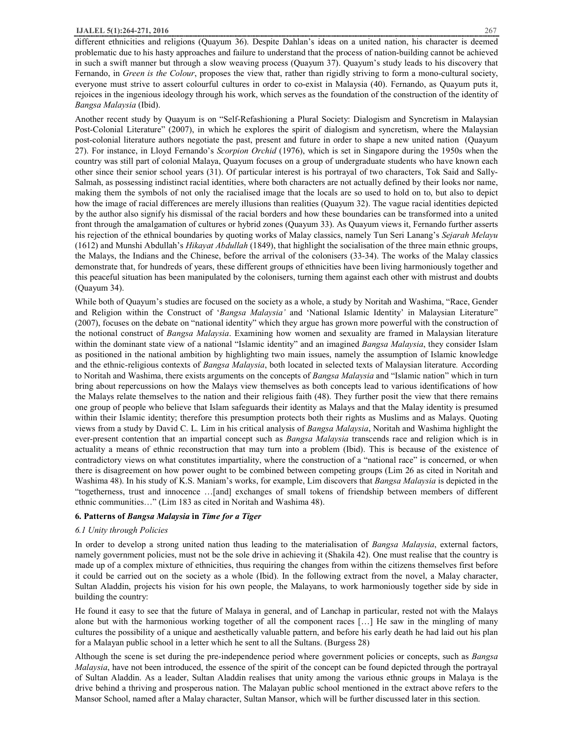different ethnicities and religions (Quayum 36). Despite Dahlan's ideas on a united nation, his character is deemed problematic due to his hasty approaches and failure to understand that the process of nation-building cannot be achieved in such a swift manner but through a slow weaving process (Quayum 37). Quayum's study leads to his discovery that Fernando, in *Green is the Colour*, proposes the view that, rather than rigidly striving to form a mono-cultural society, everyone must strive to assert colourful cultures in order to co-exist in Malaysia (40). Fernando, as Quayum puts it, rejoices in the ingenious ideology through his work, which serves as the foundation of the construction of the identity of *Bangsa Malaysia* (Ibid).

Another recent study by Quayum is on "Self-Refashioning a Plural Society: Dialogism and Syncretism in Malaysian Post-Colonial Literature" (2007), in which he explores the spirit of dialogism and syncretism, where the Malaysian post-colonial literature authors negotiate the past, present and future in order to shape a new united nation (Quayum 27). For instance, in Lloyd Fernando's *Scorpion Orchid* (1976), which is set in Singapore during the 1950s when the country was still part of colonial Malaya, Quayum focuses on a group of undergraduate students who have known each other since their senior school years (31). Of particular interest is his portrayal of two characters, Tok Said and Sally-Salmah, as possessing indistinct racial identities, where both characters are not actually defined by their looks nor name, making them the symbols of not only the racialised image that the locals are so used to hold on to, but also to depict how the image of racial differences are merely illusions than realities (Quayum 32). The vague racial identities depicted by the author also signify his dismissal of the racial borders and how these boundaries can be transformed into a united front through the amalgamation of cultures or hybrid zones (Quayum 33). As Quayum views it, Fernando further asserts his rejection of the ethnical boundaries by quoting works of Malay classics, namely Tun Seri Lanang's *Sejarah Melayu* (1612) and Munshi Abdullah's *Hikayat Abdullah* (1849), that highlight the socialisation of the three main ethnic groups, the Malays, the Indians and the Chinese, before the arrival of the colonisers (33-34). The works of the Malay classics demonstrate that, for hundreds of years, these different groups of ethnicities have been living harmoniously together and this peaceful situation has been manipulated by the colonisers, turning them against each other with mistrust and doubts (Quayum 34).

While both of Quayum's studies are focused on the society as a whole, a study by Noritah and Washima, "Race, Gender and Religion within the Construct of '*Bangsa Malaysia'* and 'National Islamic Identity' in Malaysian Literature" (2007), focuses on the debate on "national identity" which they argue has grown more powerful with the construction of the notional construct of *Bangsa Malaysia*. Examining how women and sexuality are framed in Malaysian literature within the dominant state view of a national "Islamic identity" and an imagined *Bangsa Malaysia*, they consider Islam as positioned in the national ambition by highlighting two main issues, namely the assumption of Islamic knowledge and the ethnic-religious contexts of *Bangsa Malaysia*, both located in selected texts of Malaysian literature. According to Noritah and Washima, there exists arguments on the concepts of *Bangsa Malaysia* and "Islamic nation" which in turn bring about repercussions on how the Malays view themselves as both concepts lead to various identifications of how the Malays relate themselves to the nation and their religious faith (48). They further posit the view that there remains one group of people who believe that Islam safeguards their identity as Malays and that the Malay identity is presumed within their Islamic identity; therefore this presumption protects both their rights as Muslims and as Malays. Quoting views from a study by David C. L. Lim in his critical analysis of *Bangsa Malaysia*, Noritah and Washima highlight the ever-present contention that an impartial concept such as *Bangsa Malaysia* transcends race and religion which is in actuality a means of ethnic reconstruction that may turn into a problem (Ibid). This is because of the existence of contradictory views on what constitutes impartiality, where the construction of a "national race" is concerned, or when there is disagreement on how power ought to be combined between competing groups (Lim 26 as cited in Noritah and Washima 48). In his study of K.S. Maniam's works, for example, Lim discovers that *Bangsa Malaysia* is depicted in the "togetherness, trust and innocence …[and] exchanges of small tokens of friendship between members of different ethnic communities…" (Lim 183 as cited in Noritah and Washima 48).

### 6. Patterns of *Bangsa Malaysia* in *Time for a Tiger*

#### *6.1 Unity through Policies*

In order to develop a strong united nation thus leading to the materialisation of *Bangsa Malaysia*, external factors, namely government policies, must not be the sole drive in achieving it (Shakila 42). One must realise that the country is made up of a complex mixture of ethnicities, thus requiring the changes from within the citizens themselves first before it could be carried out on the society as a whole (Ibid). In the following extract from the novel, a Malay character, Sultan Aladdin, projects his vision for his own people, the Malayans, to work harmoniously together side by side in building the country:

He found it easy to see that the future of Malaya in general, and of Lanchap in particular, rested not with the Malays alone but with the harmonious working together of all the component races […] He saw in the mingling of many cultures the possibility of a unique and aesthetically valuable pattern, and before his early death he had laid out his plan for a Malayan public school in a letter which he sent to all the Sultans. (Burgess 28)

Although the scene is set during the pre-independence period where government policies or concepts, such as *Bangsa Malaysia*, have not been introduced, the essence of the spirit of the concept can be found depicted through the portrayal of Sultan Aladdin. As a leader, Sultan Aladdin realises that unity among the various ethnic groups in Malaya is the drive behind a thriving and prosperous nation. The Malayan public school mentioned in the extract above refers to the Mansor School, named after a Malay character, Sultan Mansor, which will be further discussed later in this section.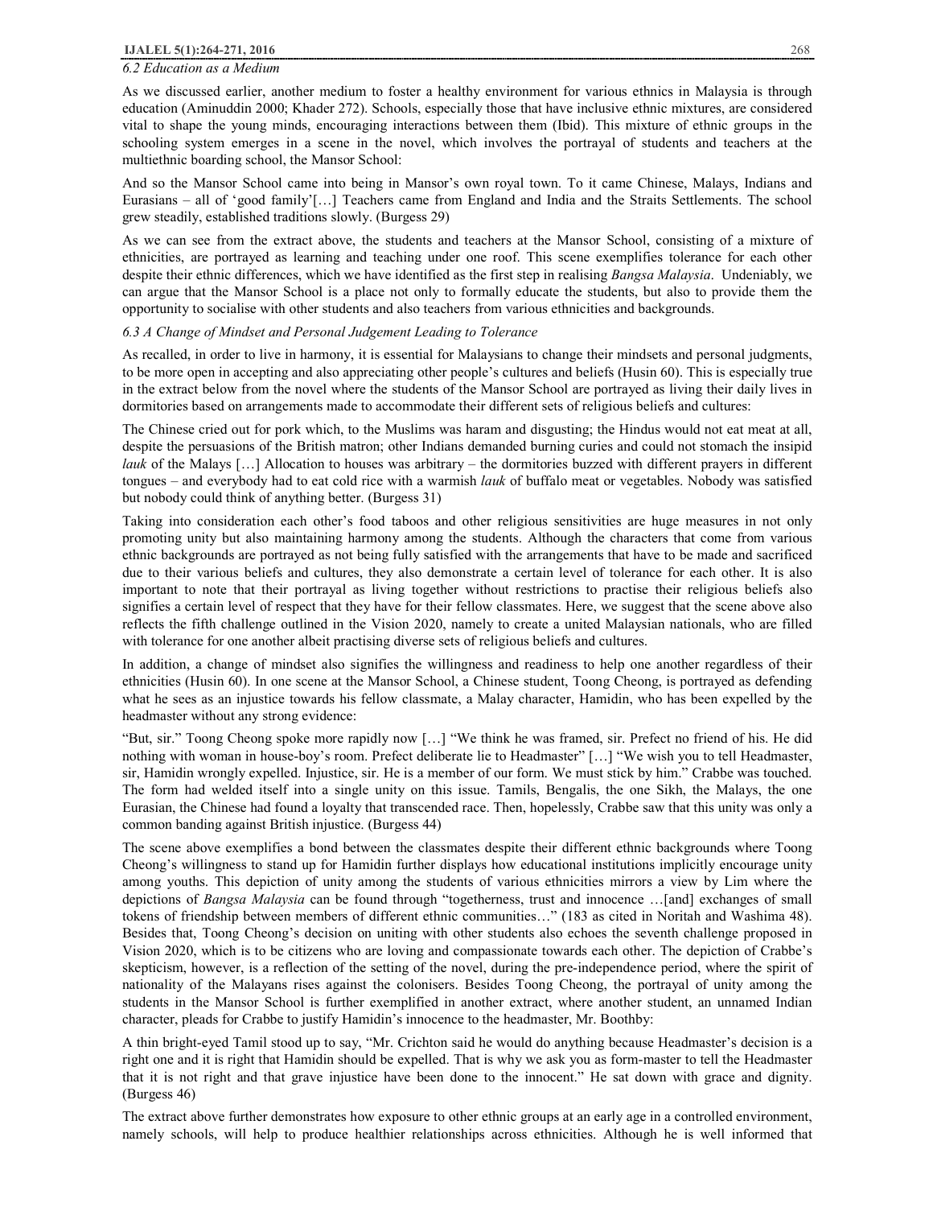### *6.2 Education as a Medium*

As we discussed earlier, another medium to foster a healthy environment for various ethnics in Malaysia is through education (Aminuddin 2000; Khader 272). Schools, especially those that have inclusive ethnic mixtures, are considered vital to shape the young minds, encouraging interactions between them (Ibid). This mixture of ethnic groups in the schooling system emerges in a scene in the novel, which involves the portrayal of students and teachers at the multiethnic boarding school, the Mansor School:

And so the Mansor School came into being in Mansor's own royal town. To it came Chinese, Malays, Indians and Eurasians – all of 'good family'[…] Teachers came from England and India and the Straits Settlements. The school grew steadily, established traditions slowly. (Burgess 29)

As we can see from the extract above, the students and teachers at the Mansor School, consisting of a mixture of ethnicities, are portrayed as learning and teaching under one roof. This scene exemplifies tolerance for each other despite their ethnic differences, which we have identified as the first step in realising *Bangsa Malaysia*. Undeniably, we can argue that the Mansor School is a place not only to formally educate the students, but also to provide them the opportunity to socialise with other students and also teachers from various ethnicities and backgrounds.

### *6.3 A Change of Mindset and Personal Judgement Leading to Tolerance*

As recalled, in order to live in harmony, it is essential for Malaysians to change their mindsets and personal judgments, to be more open in accepting and also appreciating other people's cultures and beliefs (Husin 60). This is especially true in the extract below from the novel where the students of the Mansor School are portrayed as living their daily lives in dormitories based on arrangements made to accommodate their different sets of religious beliefs and cultures:

The Chinese cried out for pork which, to the Muslims was haram and disgusting; the Hindus would not eat meat at all, despite the persuasions of the British matron; other Indians demanded burning curies and could not stomach the insipid *lauk* of the Malays […] Allocation to houses was arbitrary – the dormitories buzzed with different prayers in different tongues – and everybody had to eat cold rice with a warmish *lauk* of buffalo meat or vegetables. Nobody was satisfied but nobody could think of anything better. (Burgess 31)

Taking into consideration each other's food taboos and other religious sensitivities are huge measures in not only promoting unity but also maintaining harmony among the students. Although the characters that come from various ethnic backgrounds are portrayed as not being fully satisfied with the arrangements that have to be made and sacrificed due to their various beliefs and cultures, they also demonstrate a certain level of tolerance for each other. It is also important to note that their portrayal as living together without restrictions to practise their religious beliefs also signifies a certain level of respect that they have for their fellow classmates. Here, we suggest that the scene above also reflects the fifth challenge outlined in the Vision 2020, namely to create a united Malaysian nationals, who are filled with tolerance for one another albeit practising diverse sets of religious beliefs and cultures.

In addition, a change of mindset also signifies the willingness and readiness to help one another regardless of their ethnicities (Husin 60). In one scene at the Mansor School, a Chinese student, Toong Cheong, is portrayed as defending what he sees as an injustice towards his fellow classmate, a Malay character, Hamidin, who has been expelled by the headmaster without any strong evidence:

"But, sir." Toong Cheong spoke more rapidly now […] "We think he was framed, sir. Prefect no friend of his. He did nothing with woman in house-boy's room. Prefect deliberate lie to Headmaster" […] "We wish you to tell Headmaster, sir, Hamidin wrongly expelled. Injustice, sir. He is a member of our form. We must stick by him." Crabbe was touched. The form had welded itself into a single unity on this issue. Tamils, Bengalis, the one Sikh, the Malays, the one Eurasian, the Chinese had found a loyalty that transcended race. Then, hopelessly, Crabbe saw that this unity was only a common banding against British injustice. (Burgess 44)

The scene above exemplifies a bond between the classmates despite their different ethnic backgrounds where Toong Cheong's willingness to stand up for Hamidin further displays how educational institutions implicitly encourage unity among youths. This depiction of unity among the students of various educational institutions mirrors a view by Lim where the depictions of *Bangsa Malaysia* can be found through "togetherness, trust and innocence …[and] exchanges of small tokens of friendship between members of different ethnic communities…" (183 as cited in Noritah and Washima 48). Besides that, Toong Cheong's decision on uniting with other students also echoes the seventh challenge proposed in Vision 2020, which is to be citizens who are loving and compassionate towards each other. The depiction of Crabbe's skepticism, however, is a reflection of the setting of the novel, during the pre-independence period, where the spirit of nationality of the Malayans rises against the colonisers. Besides Toong Cheong, the portrayal of unity among the students in the Mansor School is further exemplified in another extract, where another student, an unnamed Indian character, pleads for Crabbe to justify Hamidin's innocence to the headmaster, Mr. Boothby:

A thin bright-eyed Tamil stood up to say, "Mr. Crichton said he would do anything because Headmaster's decision is a right one and it is right that Hamidin should be expelled. That is why we ask you as form-master to tell the Headmaster that it is not right and that grave injustice have been done to the innocent." He sat down with grace and dignity. (Burgess 46)

The extract above further demonstrates how exposure to other ethnic groups at an early age in a controlled environment, namely schools, will help to produce healthier relationships across ethnicities. Although he is well informed that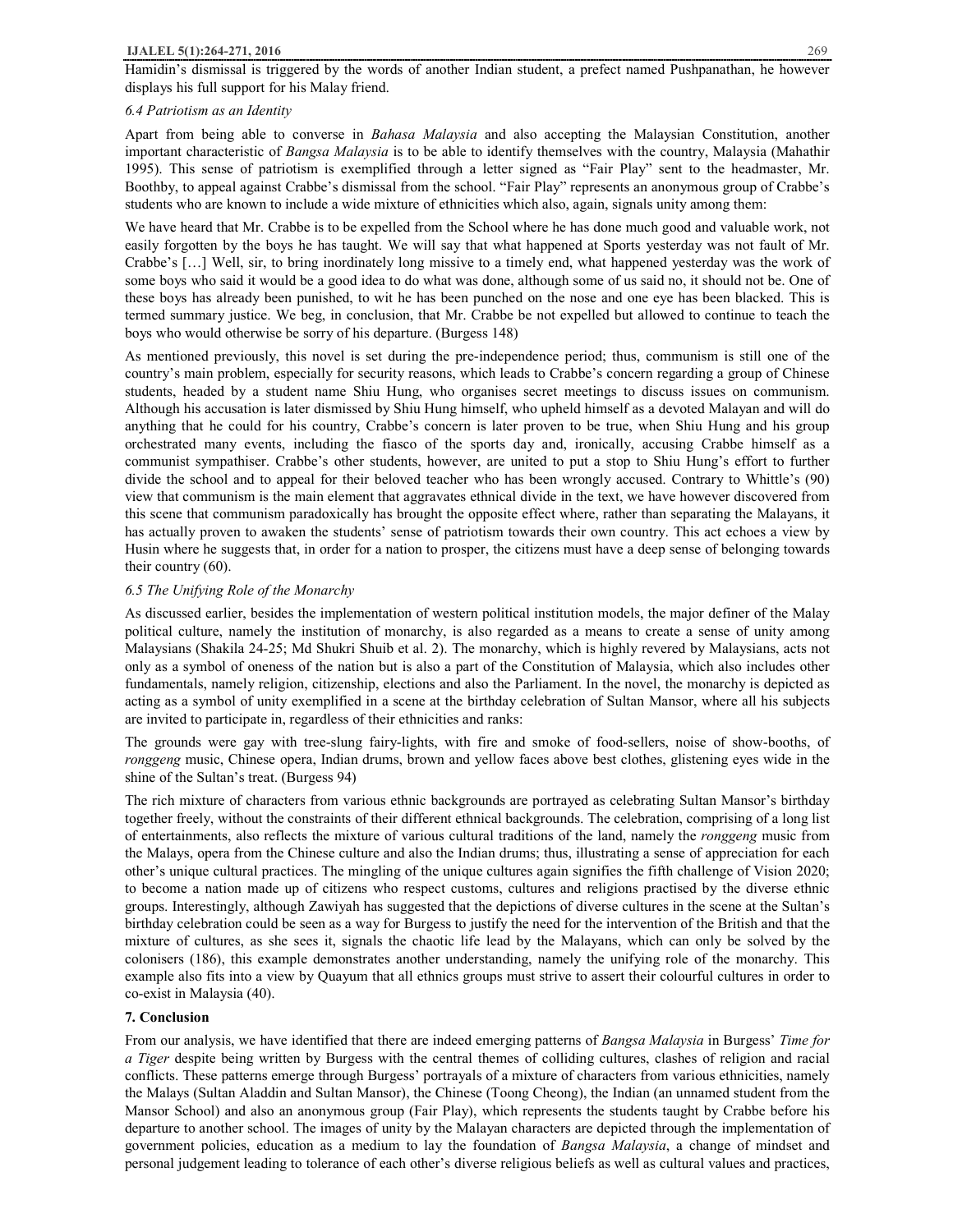Hamidin's dismissal is triggered by the words of another Indian student, a prefect named Pushpanathan, he however displays his full support for his Malay friend.

### *6.4 Patriotism as an Identity*

Apart from being able to converse in *Bahasa Malaysia* and also accepting the Malaysian Constitution, another important characteristic of *Bangsa Malaysia* is to be able to identify themselves with the country, Malaysia (Mahathir 1995). This sense of patriotism is exemplified through a letter signed as "Fair Play" sent to the headmaster, Mr. Boothby, to appeal against Crabbe's dismissal from the school. "Fair Play" represents an anonymous group of Crabbe's students who are known to include a wide mixture of ethnicities which also, again, signals unity among them:

We have heard that Mr. Crabbe is to be expelled from the School where he has done much good and valuable work, not easily forgotten by the boys he has taught. We will say that what happened at Sports yesterday was not fault of Mr. Crabbe's […] Well, sir, to bring inordinately long missive to a timely end, what happened yesterday was the work of some boys who said it would be a good idea to do what was done, although some of us said no, it should not be. One of these boys has already been punished, to wit he has been punched on the nose and one eye has been blacked. This is termed summary justice. We beg, in conclusion, that Mr. Crabbe be not expelled but allowed to continue to teach the boys who would otherwise be sorry of his departure. (Burgess 148)

As mentioned previously, this novel is set during the pre-independence period; thus, communism is still one of the country's main problem, especially for security reasons, which leads to Crabbe's concern regarding a group of Chinese students, headed by a student name Shiu Hung, who organises secret meetings to discuss issues on communism. Although his accusation is later dismissed by Shiu Hung himself, who upheld himself as a devoted Malayan and will do anything that he could for his country, Crabbe's concern is later proven to be true, when Shiu Hung and his group orchestrated many events, including the fiasco of the sports day and, ironically, accusing Crabbe himself as a communist sympathiser. Crabbe's other students, however, are united to put a stop to Shiu Hung's effort to further divide the school and to appeal for their beloved teacher who has been wrongly accused. Contrary to Whittle's (90) view that communism is the main element that aggravates ethnical divide in the text, we have however discovered from this scene that communism paradoxically has brought the opposite effect where, rather than separating the Malayans, it has actually proven to awaken the students' sense of patriotism towards their own country. This act echoes a view by Husin where he suggests that, in order for a nation to prosper, the citizens must have a deep sense of belonging towards their country (60).

### *6.5 The Unifying Role of the Monarchy*

As discussed earlier, besides the implementation of western political institution models, the major definer of the Malay political culture, namely the institution of monarchy, is also regarded as a means to create a sense of unity among Malaysians (Shakila 24-25; Md Shukri Shuib et al. 2). The monarchy, which is highly revered by Malaysians, acts not only as a symbol of oneness of the nation but is also a part of the Constitution of Malaysia, which also includes other fundamentals, namely religion, citizenship, elections and also the Parliament. In the novel, the monarchy is depicted as acting as a symbol of unity exemplified in a scene at the birthday celebration of Sultan Mansor, where all his subjects are invited to participate in, regardless of their ethnicities and ranks:

The grounds were gay with tree-slung fairy-lights, with fire and smoke of food-sellers, noise of show-booths, of *ronggeng* music, Chinese opera, Indian drums, brown and yellow faces above best clothes, glistening eyes wide in the shine of the Sultan's treat. (Burgess 94)

The rich mixture of characters from various ethnic backgrounds are portrayed as celebrating Sultan Mansor's birthday together freely, without the constraints of their different ethnical backgrounds. The celebration, comprising of a long list of entertainments, also reflects the mixture of various cultural traditions of the land, namely the *ronggeng* music from the Malays, opera from the Chinese culture and also the Indian drums; thus, illustrating a sense of appreciation for each other's unique cultural practices. The mingling of the unique cultures again signifies the fifth challenge of Vision 2020; to become a nation made up of citizens who respect customs, cultures and religions practised by the diverse ethnic groups. Interestingly, although Zawiyah has suggested that the depictions of diverse cultures in the scene at the Sultan's birthday celebration could be seen as a way for Burgess to justify the need for the intervention of the British and that the mixture of cultures, as she sees it, signals the chaotic life lead by the Malayans, which can only be solved by the colonisers (186), this example demonstrates another understanding, namely the unifying role of the monarchy. This example also fits into a view by Quayum that all ethnics groups must strive to assert their colourful cultures in order to co-exist in Malaysia (40).

## 7. Conclusion

From our analysis, we have identified that there are indeed emerging patterns of *Bangsa Malaysia* in Burgess' *Time for a Tiger* despite being written by Burgess with the central themes of colliding cultures, clashes of religion and racial conflicts. These patterns emerge through Burgess' portrayals of a mixture of characters from various ethnicities, namely the Malays (Sultan Aladdin and Sultan Mansor), the Chinese (Toong Cheong), the Indian (an unnamed student from the Mansor School) and also an anonymous group (Fair Play), which represents the students taught by Crabbe before his departure to another school. The images of unity by the Malayan characters are depicted through the implementation of government policies, education as a medium to lay the foundation of *Bangsa Malaysia*, a change of mindset and personal judgement leading to tolerance of each other's diverse religious beliefs as well as cultural values and practices,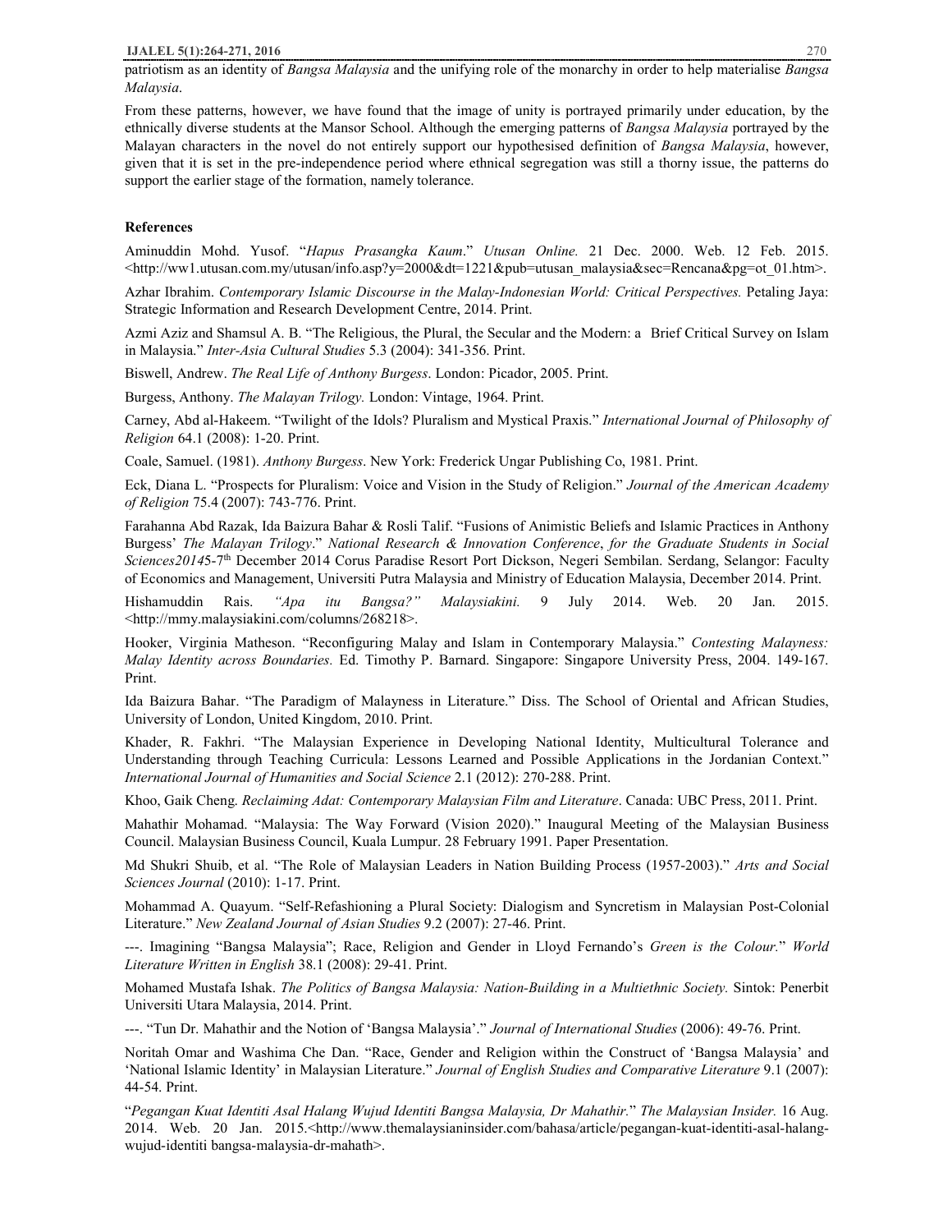patriotism as an identity of *Bangsa Malaysia* and the unifying role of the monarchy in order to help materialise *Bangsa Malaysia*.

From these patterns, however, we have found that the image of unity is portrayed primarily under education, by the ethnically diverse students at the Mansor School. Although the emerging patterns of *Bangsa Malaysia* portrayed by the Malayan characters in the novel do not entirely support our hypothesised definition of *Bangsa Malaysia*, however, given that it is set in the pre-independence period where ethnical segregation was still a thorny issue, the patterns do support the earlier stage of the formation, namely tolerance.

## References

Aminuddin Mohd. Yusof. "*Hapus Prasangka Kaum*." *Utusan Online.* 21 Dec. 2000. Web. 12 Feb. 2015. <http://ww1.utusan.com.my/utusan/info.asp?y=2000&dt=1221&pub=utusan_malaysia&sec=Rencana&pg=ot_01.htm>.

Azhar Ibrahim. *Contemporary Islamic Discourse in the Malay-Indonesian World: Critical Perspectives.* Petaling Jaya: Strategic Information and Research Development Centre, 2014. Print.

Azmi Aziz and Shamsul A. B. "The Religious, the Plural, the Secular and the Modern: a Brief Critical Survey on Islam in Malaysia." *Inter-Asia Cultural Studies* 5.3 (2004): 341-356. Print.

Biswell, Andrew. *The Real Life of Anthony Burgess*. London: Picador, 2005. Print.

Burgess, Anthony. *The Malayan Trilogy.* London: Vintage, 1964. Print.

Carney, Abd al-Hakeem. "Twilight of the Idols? Pluralism and Mystical Praxis." *International Journal of Philosophy of Religion* 64.1 (2008): 1-20. Print.

Coale, Samuel. (1981). *Anthony Burgess*. New York: Frederick Ungar Publishing Co, 1981. Print.

Eck, Diana L. "Prospects for Pluralism: Voice and Vision in the Study of Religion." *Journal of the American Academy of Religion* 75.4 (2007): 743-776. Print.

Farahanna Abd Razak, Ida Baizura Bahar & Rosli Talif. "Fusions of Animistic Beliefs and Islamic Practices in Anthony Burgess' *The Malayan Trilogy*." *National Research & Innovation Conference*, *for the Graduate Students in Social Sciences2014*5-7th December 2014 Corus Paradise Resort Port Dickson, Negeri Sembilan. Serdang, Selangor: Faculty of Economics and Management, Universiti Putra Malaysia and Ministry of Education Malaysia, December 2014. Print.

Hishamuddin Rais. *"Apa itu Bangsa?" Malaysiakini.* 9 July 2014. Web. 20 Jan. 2015. <http://mmy.malaysiakini.com/columns/268218>.

Hooker, Virginia Matheson. "Reconfiguring Malay and Islam in Contemporary Malaysia." *Contesting Malayness: Malay Identity across Boundaries.* Ed. Timothy P. Barnard. Singapore: Singapore University Press, 2004. 149-167. Print.

Ida Baizura Bahar. "The Paradigm of Malayness in Literature." Diss. The School of Oriental and African Studies, University of London, United Kingdom, 2010. Print.

Khader, R. Fakhri. "The Malaysian Experience in Developing National Identity, Multicultural Tolerance and Understanding through Teaching Curricula: Lessons Learned and Possible Applications in the Jordanian Context." *International Journal of Humanities and Social Science* 2.1 (2012): 270-288. Print.

Khoo, Gaik Cheng. *Reclaiming Adat: Contemporary Malaysian Film and Literature*. Canada: UBC Press, 2011. Print.

Mahathir Mohamad. "Malaysia: The Way Forward (Vision 2020)." Inaugural Meeting of the Malaysian Business Council. Malaysian Business Council, Kuala Lumpur. 28 February 1991. Paper Presentation.

Md Shukri Shuib, et al. "The Role of Malaysian Leaders in Nation Building Process (1957-2003)." *Arts and Social Sciences Journal* (2010): 1-17. Print.

Mohammad A. Quayum. "Self-Refashioning a Plural Society: Dialogism and Syncretism in Malaysian Post-Colonial Literature." *New Zealand Journal of Asian Studies* 9.2 (2007): 27-46. Print.

---. Imagining "Bangsa Malaysia"; Race, Religion and Gender in Lloyd Fernando's *Green is the Colour.*" *World Literature Written in English* 38.1 (2008): 29-41. Print.

Mohamed Mustafa Ishak. *The Politics of Bangsa Malaysia: Nation-Building in a Multiethnic Society.* Sintok: Penerbit Universiti Utara Malaysia, 2014. Print.

---. "Tun Dr. Mahathir and the Notion of 'Bangsa Malaysia'." *Journal of International Studies* (2006): 49-76. Print.

Noritah Omar and Washima Che Dan. "Race, Gender and Religion within the Construct of 'Bangsa Malaysia' and 'National Islamic Identity' in Malaysian Literature." *Journal of English Studies and Comparative Literature* 9.1 (2007): 44-54. Print.

"*Pegangan Kuat Identiti Asal Halang Wujud Identiti Bangsa Malaysia, Dr Mahathir.*" *The Malaysian Insider.* 16 Aug. 2014. Web. 20 Jan. 2015.<http://www.themalaysianinsider.com/bahasa/article/pegangan-kuat-identiti-asal-halang-wujud-identiti bangsa-malaysia-dr-mahath>.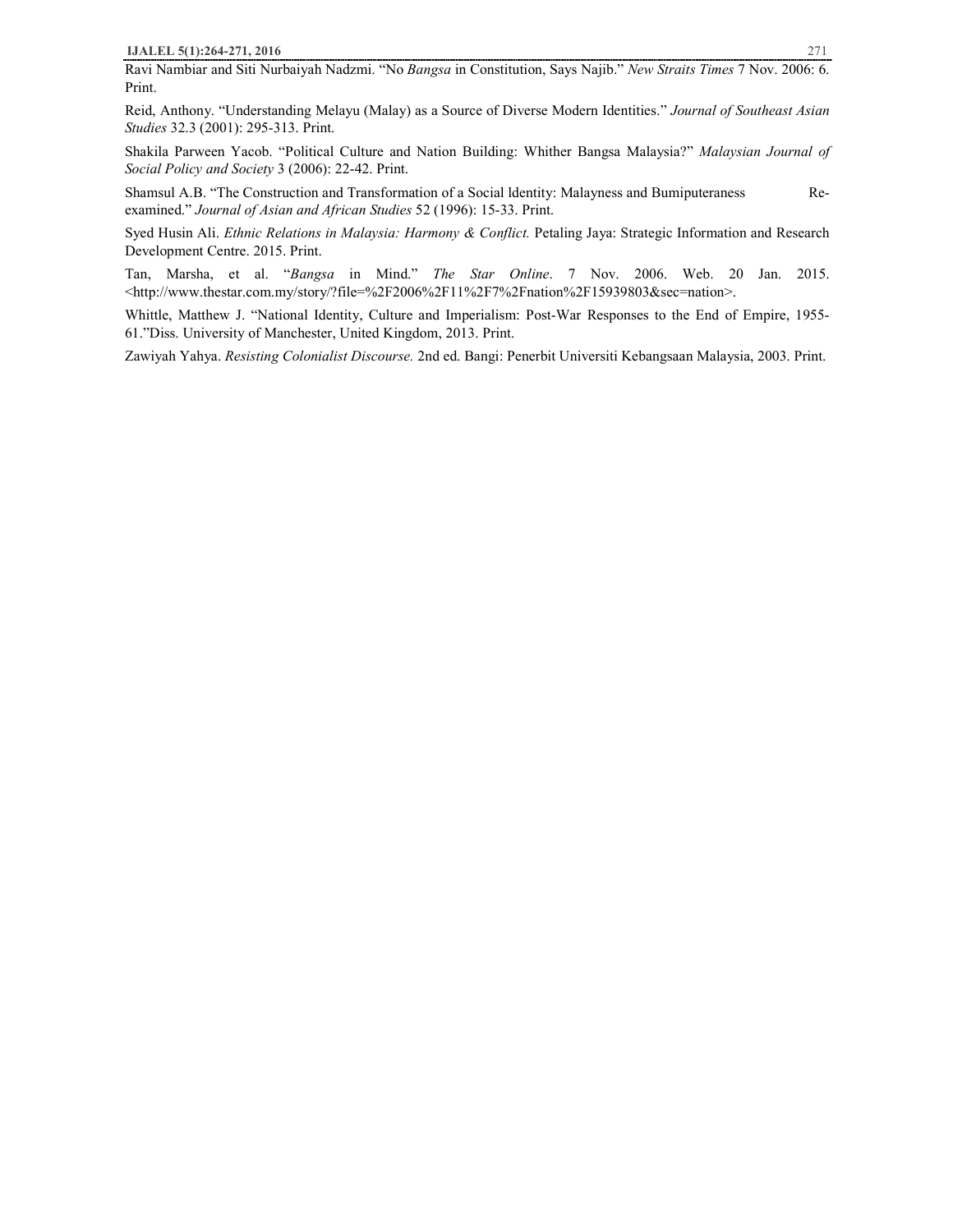Ravi Nambiar and Siti Nurbaiyah Nadzmi. "No *Bangsa* in Constitution, Says Najib." *New Straits Times* 7 Nov. 2006: 6. Print.

Reid, Anthony. "Understanding Melayu (Malay) as a Source of Diverse Modern Identities." *Journal of Southeast Asian Studies* 32.3 (2001): 295-313. Print.

Shakila Parween Yacob. "Political Culture and Nation Building: Whither Bangsa Malaysia?" *Malaysian Journal of Social Policy and Society* 3 (2006): 22-42. Print.

Shamsul A.B. "The Construction and Transformation of a Social ldentity: Malayness and Bumiputeraness Re-examined." *Journal of Asian and African Studies* 52 (1996): 15-33. Print.

Syed Husin Ali. *Ethnic Relations in Malaysia: Harmony & Conflict.* Petaling Jaya: Strategic Information and Research Development Centre. 2015. Print.

Tan, Marsha, et al. "*Bangsa* in Mind." *The Star Online*. 7 Nov. 2006. Web. 20 Jan. 2015. <http://www.thestar.com.my/story/?file=%2F2006%2F11%2F7%2Fnation%2F15939803&sec=nation>.

Whittle, Matthew J. "National Identity, Culture and Imperialism: Post-War Responses to the End of Empire, 1955-61."Diss. University of Manchester, United Kingdom, 2013. Print.

Zawiyah Yahya. *Resisting Colonialist Discourse.* 2nd ed. Bangi: Penerbit Universiti Kebangsaan Malaysia, 2003. Print.